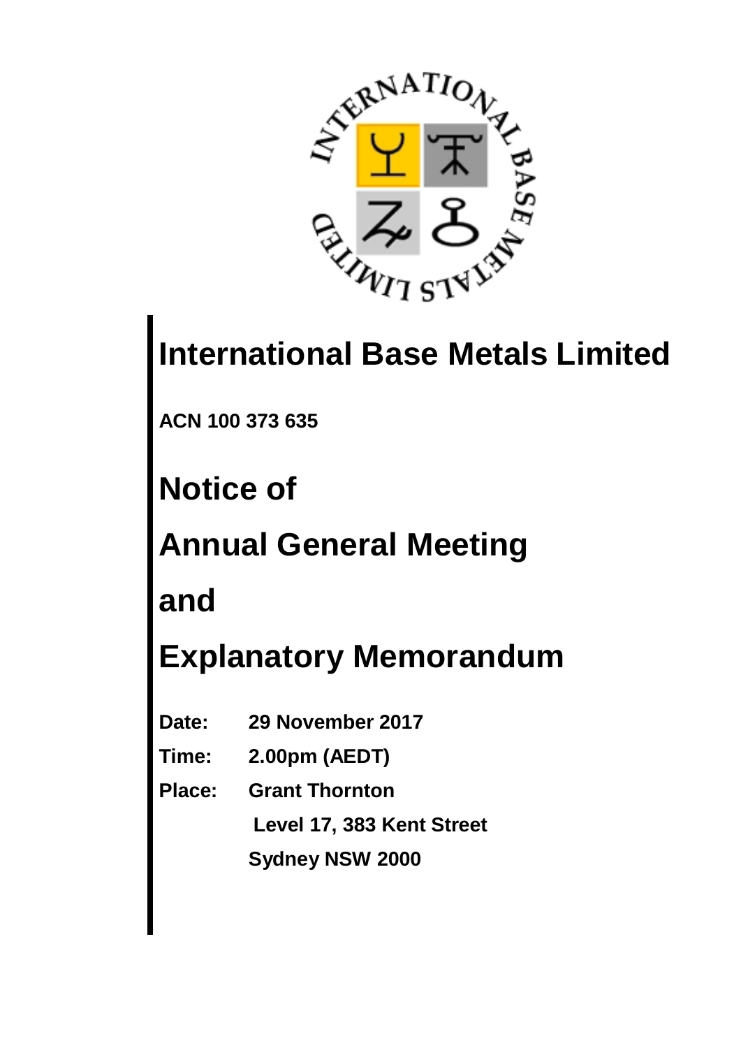# International Base Metals Limited

**ACN 100 373 635**

# Notice of

# Annual General Meeting

# and

# Explanatory Memorandum

**Date:** **29 November 2017**

**Time:** **2.00pm (AEDT)**

**Place:** **Grant Thornton**
**Level 17, 383 Kent Street**
**Sydney NSW 2000**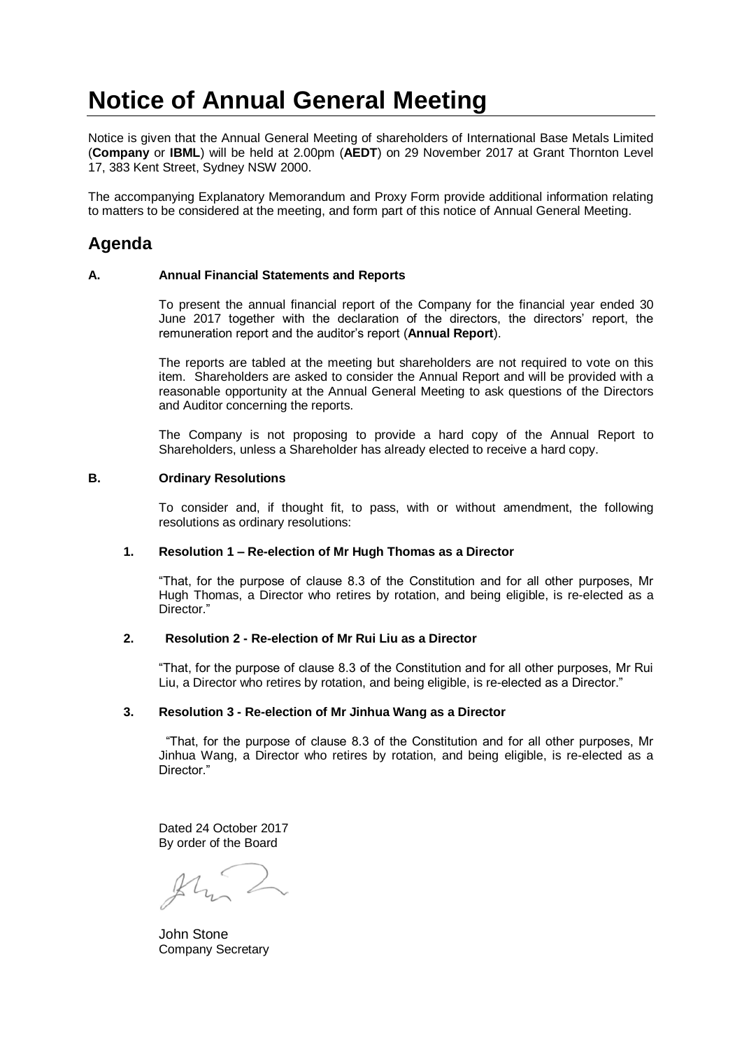# Notice of Annual General Meeting

Notice is given that the Annual General Meeting of shareholders of International Base Metals Limited (**Company** or **IBML**) will be held at 2.00pm (**AEDT**) on 29 November 2017 at Grant Thornton Level 17, 383 Kent Street, Sydney NSW 2000.

The accompanying Explanatory Memorandum and Proxy Form provide additional information relating to matters to be considered at the meeting, and form part of this notice of Annual General Meeting.

## Agenda

### A. Annual Financial Statements and Reports

To present the annual financial report of the Company for the financial year ended 30 June 2017 together with the declaration of the directors, the directors' report, the remuneration report and the auditor's report (**Annual Report**).

The reports are tabled at the meeting but shareholders are not required to vote on this item. Shareholders are asked to consider the Annual Report and will be provided with a reasonable opportunity at the Annual General Meeting to ask questions of the Directors and Auditor concerning the reports.

The Company is not proposing to provide a hard copy of the Annual Report to Shareholders, unless a Shareholder has already elected to receive a hard copy.

### B. Ordinary Resolutions

To consider and, if thought fit, to pass, with or without amendment, the following resolutions as ordinary resolutions:

**1. Resolution 1 – Re-election of Mr Hugh Thomas as a Director**

"That, for the purpose of clause 8.3 of the Constitution and for all other purposes, Mr Hugh Thomas, a Director who retires by rotation, and being eligible, is re-elected as a Director."

**2. Resolution 2 - Re-election of Mr Rui Liu as a Director**

"That, for the purpose of clause 8.3 of the Constitution and for all other purposes, Mr Rui Liu, a Director who retires by rotation, and being eligible, is re-elected as a Director."

**3. Resolution 3 - Re-election of Mr Jinhua Wang as a Director**

"That, for the purpose of clause 8.3 of the Constitution and for all other purposes, Mr Jinhua Wang, a Director who retires by rotation, and being eligible, is re-elected as a Director."

Dated 24 October 2017
By order of the Board

John Stone
Company Secretary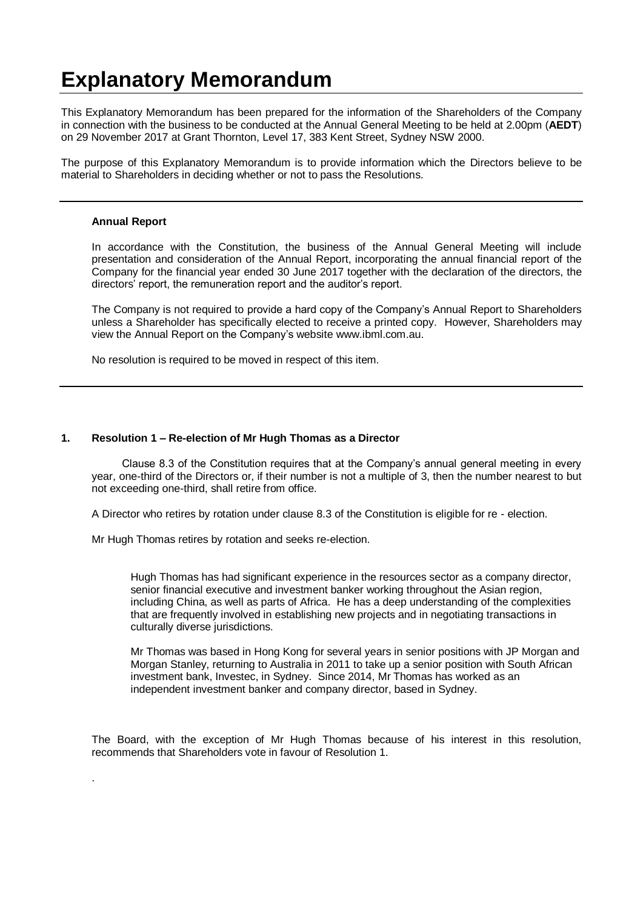# Explanatory Memorandum

This Explanatory Memorandum has been prepared for the information of the Shareholders of the Company in connection with the business to be conducted at the Annual General Meeting to be held at 2.00pm (**AEDT**) on 29 November 2017 at Grant Thornton, Level 17, 383 Kent Street, Sydney NSW 2000.

The purpose of this Explanatory Memorandum is to provide information which the Directors believe to be material to Shareholders in deciding whether or not to pass the Resolutions.

---

**Annual Report**

In accordance with the Constitution, the business of the Annual General Meeting will include presentation and consideration of the Annual Report, incorporating the annual financial report of the Company for the financial year ended 30 June 2017 together with the declaration of the directors, the directors' report, the remuneration report and the auditor's report.

The Company is not required to provide a hard copy of the Company's Annual Report to Shareholders unless a Shareholder has specifically elected to receive a printed copy. However, Shareholders may view the Annual Report on the Company's website www.ibml.com.au.

No resolution is required to be moved in respect of this item.

---

**1. Resolution 1 – Re-election of Mr Hugh Thomas as a Director**

Clause 8.3 of the Constitution requires that at the Company's annual general meeting in every year, one-third of the Directors or, if their number is not a multiple of 3, then the number nearest to but not exceeding one-third, shall retire from office.

A Director who retires by rotation under clause 8.3 of the Constitution is eligible for re - election.

Mr Hugh Thomas retires by rotation and seeks re-election.

Hugh Thomas has had significant experience in the resources sector as a company director, senior financial executive and investment banker working throughout the Asian region, including China, as well as parts of Africa. He has a deep understanding of the complexities that are frequently involved in establishing new projects and in negotiating transactions in culturally diverse jurisdictions.

Mr Thomas was based in Hong Kong for several years in senior positions with JP Morgan and Morgan Stanley, returning to Australia in 2011 to take up a senior position with South African investment bank, Investec, in Sydney. Since 2014, Mr Thomas has worked as an independent investment banker and company director, based in Sydney.

The Board, with the exception of Mr Hugh Thomas because of his interest in this resolution, recommends that Shareholders vote in favour of Resolution 1.

.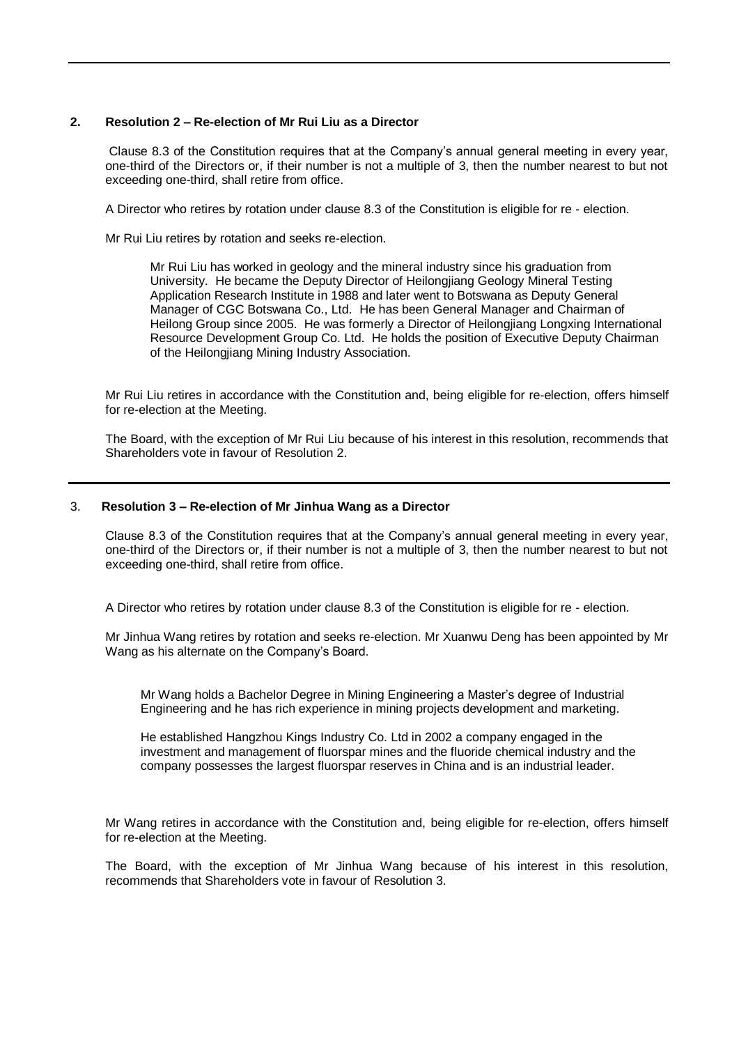## 2. Resolution 2 – Re-election of Mr Rui Liu as a Director

Clause 8.3 of the Constitution requires that at the Company's annual general meeting in every year, one-third of the Directors or, if their number is not a multiple of 3, then the number nearest to but not exceeding one-third, shall retire from office.

A Director who retires by rotation under clause 8.3 of the Constitution is eligible for re - election.

Mr Rui Liu retires by rotation and seeks re-election.

> Mr Rui Liu has worked in geology and the mineral industry since his graduation from University. He became the Deputy Director of Heilongjiang Geology Mineral Testing Application Research Institute in 1988 and later went to Botswana as Deputy General Manager of CGC Botswana Co., Ltd. He has been General Manager and Chairman of Heilong Group since 2005. He was formerly a Director of Heilongjiang Longxing International Resource Development Group Co. Ltd. He holds the position of Executive Deputy Chairman of the Heilongjiang Mining Industry Association.

Mr Rui Liu retires in accordance with the Constitution and, being eligible for re-election, offers himself for re-election at the Meeting.

The Board, with the exception of Mr Rui Liu because of his interest in this resolution, recommends that Shareholders vote in favour of Resolution 2.

## 3. Resolution 3 – Re-election of Mr Jinhua Wang as a Director

Clause 8.3 of the Constitution requires that at the Company's annual general meeting in every year, one-third of the Directors or, if their number is not a multiple of 3, then the number nearest to but not exceeding one-third, shall retire from office.

A Director who retires by rotation under clause 8.3 of the Constitution is eligible for re - election.

Mr Jinhua Wang retires by rotation and seeks re-election. Mr Xuanwu Deng has been appointed by Mr Wang as his alternate on the Company's Board.

> Mr Wang holds a Bachelor Degree in Mining Engineering a Master's degree of Industrial Engineering and he has rich experience in mining projects development and marketing.
>
> He established Hangzhou Kings Industry Co. Ltd in 2002 a company engaged in the investment and management of fluorspar mines and the fluoride chemical industry and the company possesses the largest fluorspar reserves in China and is an industrial leader.

Mr Wang retires in accordance with the Constitution and, being eligible for re-election, offers himself for re-election at the Meeting.

The Board, with the exception of Mr Jinhua Wang because of his interest in this resolution, recommends that Shareholders vote in favour of Resolution 3.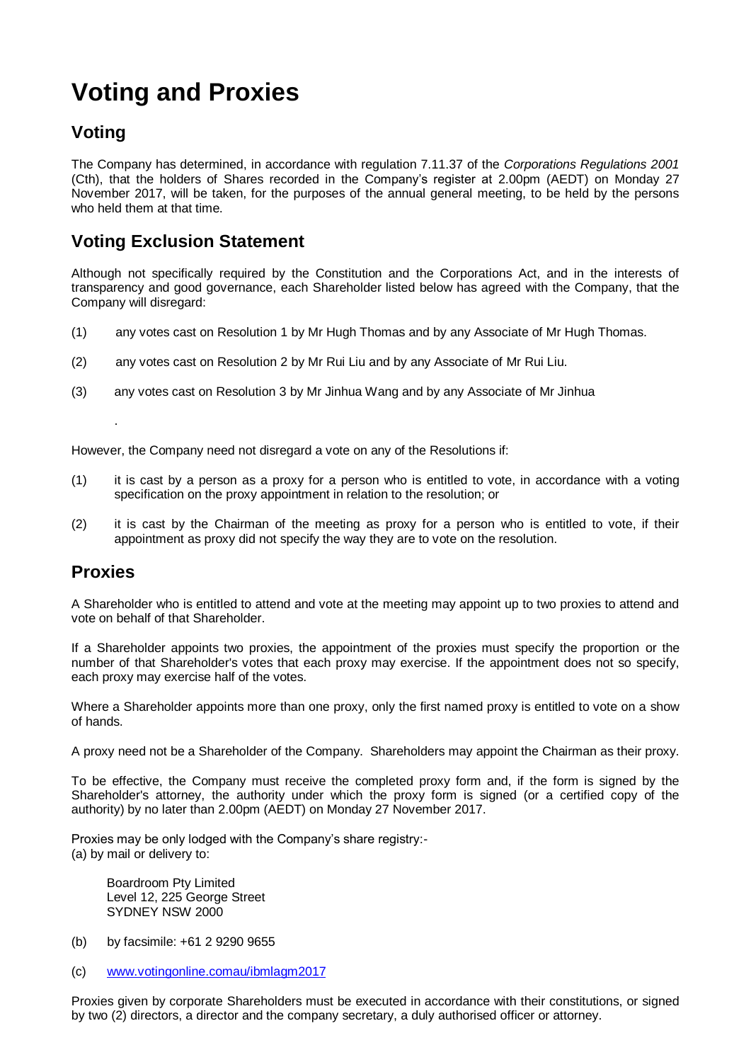# Voting and Proxies

## Voting

The Company has determined, in accordance with regulation 7.11.37 of the *Corporations Regulations 2001* (Cth), that the holders of Shares recorded in the Company's register at 2.00pm (AEDT) on Monday 27 November 2017, will be taken, for the purposes of the annual general meeting, to be held by the persons who held them at that time.

## Voting Exclusion Statement

Although not specifically required by the Constitution and the Corporations Act, and in the interests of transparency and good governance, each Shareholder listed below has agreed with the Company, that the Company will disregard:

(1) any votes cast on Resolution 1 by Mr Hugh Thomas and by any Associate of Mr Hugh Thomas.

(2) any votes cast on Resolution 2 by Mr Rui Liu and by any Associate of Mr Rui Liu.

(3) any votes cast on Resolution 3 by Mr Jinhua Wang and by any Associate of Mr Jinhua

.

However, the Company need not disregard a vote on any of the Resolutions if:

(1) it is cast by a person as a proxy for a person who is entitled to vote, in accordance with a voting specification on the proxy appointment in relation to the resolution; or

(2) it is cast by the Chairman of the meeting as proxy for a person who is entitled to vote, if their appointment as proxy did not specify the way they are to vote on the resolution.

## Proxies

A Shareholder who is entitled to attend and vote at the meeting may appoint up to two proxies to attend and vote on behalf of that Shareholder.

If a Shareholder appoints two proxies, the appointment of the proxies must specify the proportion or the number of that Shareholder's votes that each proxy may exercise. If the appointment does not so specify, each proxy may exercise half of the votes.

Where a Shareholder appoints more than one proxy, only the first named proxy is entitled to vote on a show of hands.

A proxy need not be a Shareholder of the Company. Shareholders may appoint the Chairman as their proxy.

To be effective, the Company must receive the completed proxy form and, if the form is signed by the Shareholder's attorney, the authority under which the proxy form is signed (or a certified copy of the authority) by no later than 2.00pm (AEDT) on Monday 27 November 2017.

Proxies may be only lodged with the Company's share registry:-
(a) by mail or delivery to:

Boardroom Pty Limited
Level 12, 225 George Street
SYDNEY NSW 2000

(b) by facsimile: +61 2 9290 9655

(c) www.votingonline.comau/ibmlagm2017

Proxies given by corporate Shareholders must be executed in accordance with their constitutions, or signed by two (2) directors, a director and the company secretary, a duly authorised officer or attorney.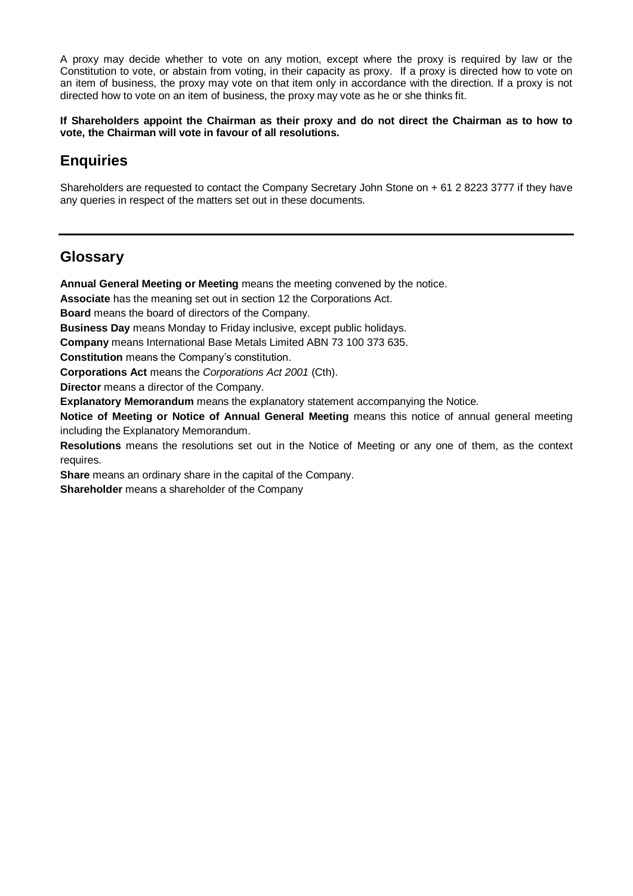A proxy may decide whether to vote on any motion, except where the proxy is required by law or the Constitution to vote, or abstain from voting, in their capacity as proxy. If a proxy is directed how to vote on an item of business, the proxy may vote on that item only in accordance with the direction. If a proxy is not directed how to vote on an item of business, the proxy may vote as he or she thinks fit.

**If Shareholders appoint the Chairman as their proxy and do not direct the Chairman as to how to vote, the Chairman will vote in favour of all resolutions.**

## Enquiries

Shareholders are requested to contact the Company Secretary John Stone on + 61 2 8223 3777 if they have any queries in respect of the matters set out in these documents.

---

## Glossary

**Annual General Meeting or Meeting** means the meeting convened by the notice.

**Associate** has the meaning set out in section 12 the Corporations Act.

**Board** means the board of directors of the Company.

**Business Day** means Monday to Friday inclusive, except public holidays.

**Company** means International Base Metals Limited ABN 73 100 373 635.

**Constitution** means the Company's constitution.

**Corporations Act** means the *Corporations Act 2001* (Cth).

**Director** means a director of the Company.

**Explanatory Memorandum** means the explanatory statement accompanying the Notice.

**Notice of Meeting or Notice of Annual General Meeting** means this notice of annual general meeting including the Explanatory Memorandum.

**Resolutions** means the resolutions set out in the Notice of Meeting or any one of them, as the context requires.

**Share** means an ordinary share in the capital of the Company.

**Shareholder** means a shareholder of the Company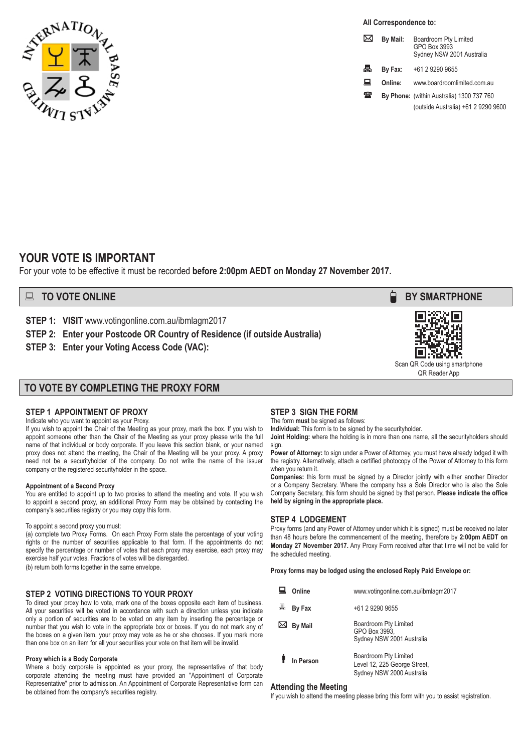**All Correspondence to:**

| | | |
|---|---|---|
| By Mail: | Boardroom Pty Limited GPO Box 3993 Sydney NSW 2001 Australia |
| By Fax: | +61 2 9290 9655 |
| Online: | www.boardroomlimited.com.au |
| By Phone: | (within Australia) 1300 737 760 (outside Australia) +61 2 9290 9600 |

# YOUR VOTE IS IMPORTANT

For your vote to be effective it must be recorded **before 2:00pm AEDT on Monday 27 November 2017.**

## TO VOTE ONLINE

**STEP 1: VISIT** www.votingonline.com.au/ibmlagm2017

**STEP 2: Enter your Postcode OR Country of Residence (if outside Australia)**

**STEP 3: Enter your Voting Access Code (VAC):**

## BY SMARTPHONE

Scan QR Code using smartphone QR Reader App

## TO VOTE BY COMPLETING THE PROXY FORM

### STEP 1 APPOINTMENT OF PROXY

Indicate who you want to appoint as your Proxy.

If you wish to appoint the Chair of the Meeting as your proxy, mark the box. If you wish to appoint someone other than the Chair of the Meeting as your proxy please write the full name of that individual or body corporate. If you leave this section blank, or your named proxy does not attend the meeting, the Chair of the Meeting will be your proxy. A proxy need not be a securityholder of the company. Do not write the name of the issuer company or the registered securityholder in the space.

**Appointment of a Second Proxy**

You are entitled to appoint up to two proxies to attend the meeting and vote. If you wish to appoint a second proxy, an additional Proxy Form may be obtained by contacting the company's securities registry or you may copy this form.

To appoint a second proxy you must:

(a) complete two Proxy Forms. On each Proxy Form state the percentage of your voting rights or the number of securities applicable to that form. If the appointments do not specify the percentage or number of votes that each proxy may exercise, each proxy may exercise half your votes. Fractions of votes will be disregarded.

(b) return both forms together in the same envelope.

### STEP 2 VOTING DIRECTIONS TO YOUR PROXY

To direct your proxy how to vote, mark one of the boxes opposite each item of business. All your securities will be voted in accordance with such a direction unless you indicate only a portion of securities are to be voted on any item by inserting the percentage or number that you wish to vote in the appropriate box or boxes. If you do not mark any of the boxes on a given item, your proxy may vote as he or she chooses. If you mark more than one box on an item for all your securities your vote on that item will be invalid.

**Proxy which is a Body Corporate**

Where a body corporate is appointed as your proxy, the representative of that body corporate attending the meeting must have provided an "Appointment of Corporate Representative" prior to admission. An Appointment of Corporate Representative form can be obtained from the company's securities registry.

### STEP 3 SIGN THE FORM

The form **must** be signed as follows:

**Individual:** This form is to be signed by the securityholder.

**Joint Holding:** where the holding is in more than one name, all the securityholders should sign.

**Power of Attorney:** to sign under a Power of Attorney, you must have already lodged it with the registry. Alternatively, attach a certified photocopy of the Power of Attorney to this form when you return it.

**Companies:** this form must be signed by a Director jointly with either another Director or a Company Secretary. Where the company has a Sole Director who is also the Sole Company Secretary, this form should be signed by that person. **Please indicate the office held by signing in the appropriate place.**

### STEP 4 LODGEMENT

Proxy forms (and any Power of Attorney under which it is signed) must be received no later than 48 hours before the commencement of the meeting, therefore by **2:00pm AEDT on Monday 27 November 2017.** Any Proxy Form received after that time will not be valid for the scheduled meeting.

**Proxy forms may be lodged using the enclosed Reply Paid Envelope or:**

| | |
|---|---|
| Online | www.votingonline.com.au/ibmlagm2017 |
| By Fax | +61 2 9290 9655 |
| By Mail | Boardroom Pty Limited GPO Box 3993, Sydney NSW 2001 Australia |
| In Person | Boardroom Pty Limited Level 12, 225 George Street, Sydney NSW 2000 Australia |

### Attending the Meeting

If you wish to attend the meeting please bring this form with you to assist registration.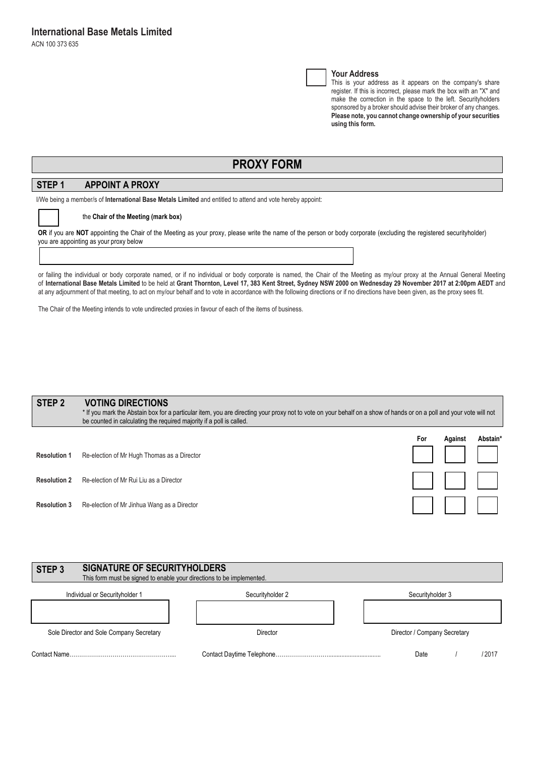## International Base Metals Limited

ACN 100 373 635

**Your Address**

This is your address as it appears on the company's share register. If this is incorrect, please mark the box with an "X" and make the correction in the space to the left. Securityholders sponsored by a broker should advise their broker of any changes. **Please note, you cannot change ownership of your securities using this form.**

# PROXY FORM

## STEP 1 APPOINT A PROXY

I/We being a member/s of **International Base Metals Limited** and entitled to attend and vote hereby appoint:

☐ the **Chair of the Meeting (mark box)**

**OR** if you are **NOT** appointing the Chair of the Meeting as your proxy, please write the name of the person or body corporate (excluding the registered securityholder) you are appointing as your proxy below

or failing the individual or body corporate named, or if no individual or body corporate is named, the Chair of the Meeting as my/our proxy at the Annual General Meeting of **International Base Metals Limited** to be held at **Grant Thornton, Level 17, 383 Kent Street, Sydney NSW 2000 on Wednesday 29 November 2017 at 2:00pm AEDT** and at any adjournment of that meeting, to act on my/our behalf and to vote in accordance with the following directions or if no directions have been given, as the proxy sees fit.

The Chair of the Meeting intends to vote undirected proxies in favour of each of the items of business.

## STEP 2 VOTING DIRECTIONS

\* If you mark the Abstain box for a particular item, you are directing your proxy not to vote on your behalf on a show of hands or on a poll and your vote will not be counted in calculating the required majority if a poll is called.

| | | For | Against | Abstain* |
|---|---|---|---|---|
| **Resolution 1** | Re-election of Mr Hugh Thomas as a Director | ☐ | ☐ | ☐ |
| **Resolution 2** | Re-election of Mr Rui Liu as a Director | ☐ | ☐ | ☐ |
| **Resolution 3** | Re-election of Mr Jinhua Wang as a Director | ☐ | ☐ | ☐ |

## STEP 3 SIGNATURE OF SECURITYHOLDERS

This form must be signed to enable your directions to be implemented.

| Individual or Securityholder 1 | Securityholder 2 | Securityholder 3 |
|---|---|---|
| | | |
| Sole Director and Sole Company Secretary | Director | Director / Company Secretary |

Contact Name………………………………………….... Contact Daytime Telephone………………………............................... Date / /2017